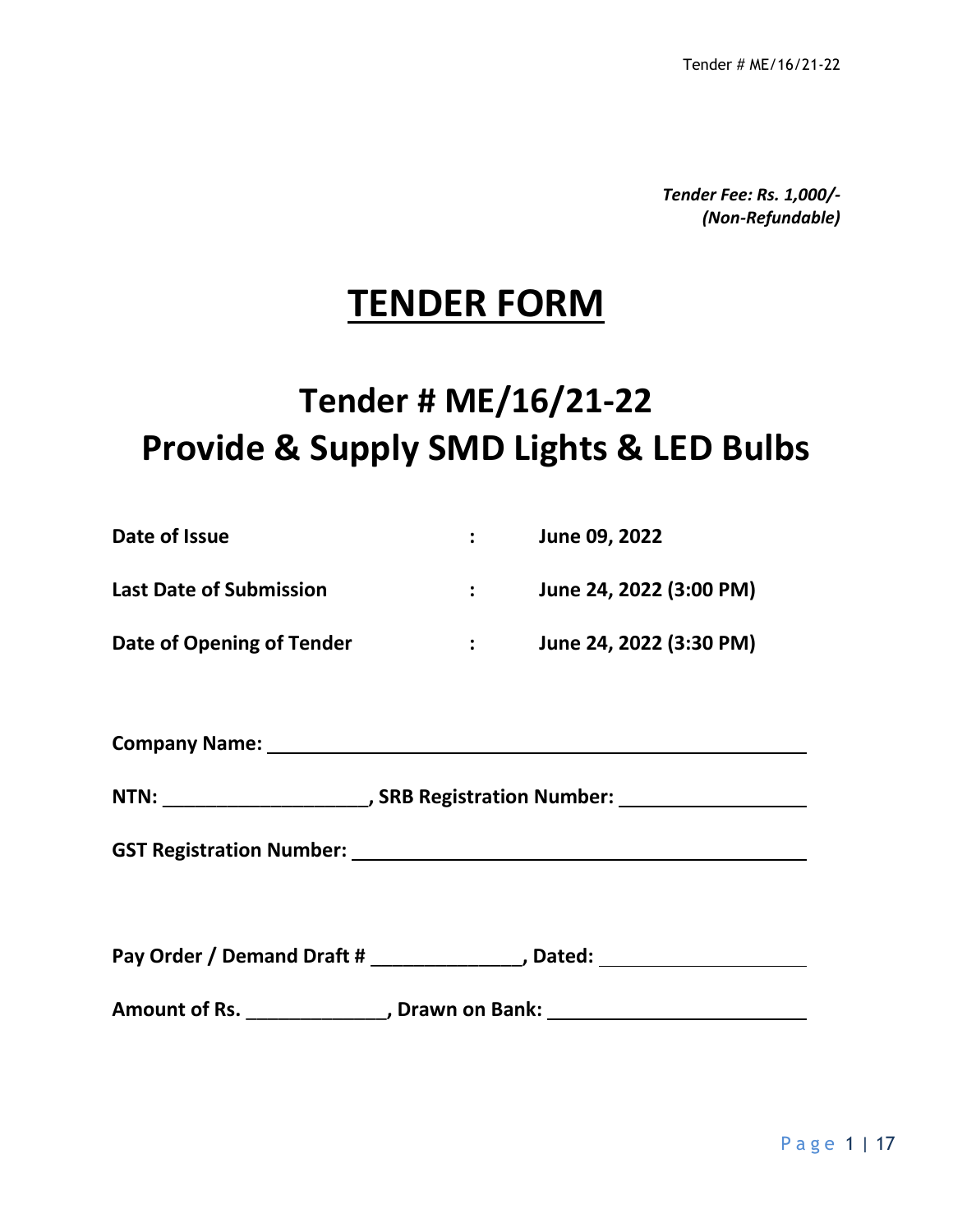*Tender Fee: Rs. 1,000/-*
*(Non-Refundable)*

# TENDER FORM

## Tender # ME/16/21-22
## Provide & Supply SMD Lights & LED Bulbs

| | | |
|---|---|---|
| **Date of Issue** | **:** | **June 09, 2022** |
| **Last Date of Submission** | **:** | **June 24, 2022 (3:00 PM)** |
| **Date of Opening of Tender** | **:** | **June 24, 2022 (3:30 PM)** |

**Company Name:** ______________________________________________

**NTN:** ___________________, **SRB Registration Number:** _________________

**GST Registration Number:** _________________________________________

**Pay Order / Demand Draft #** ______________, **Dated:** ___________________

**Amount of Rs.** _____________, **Drawn on Bank:** _______________________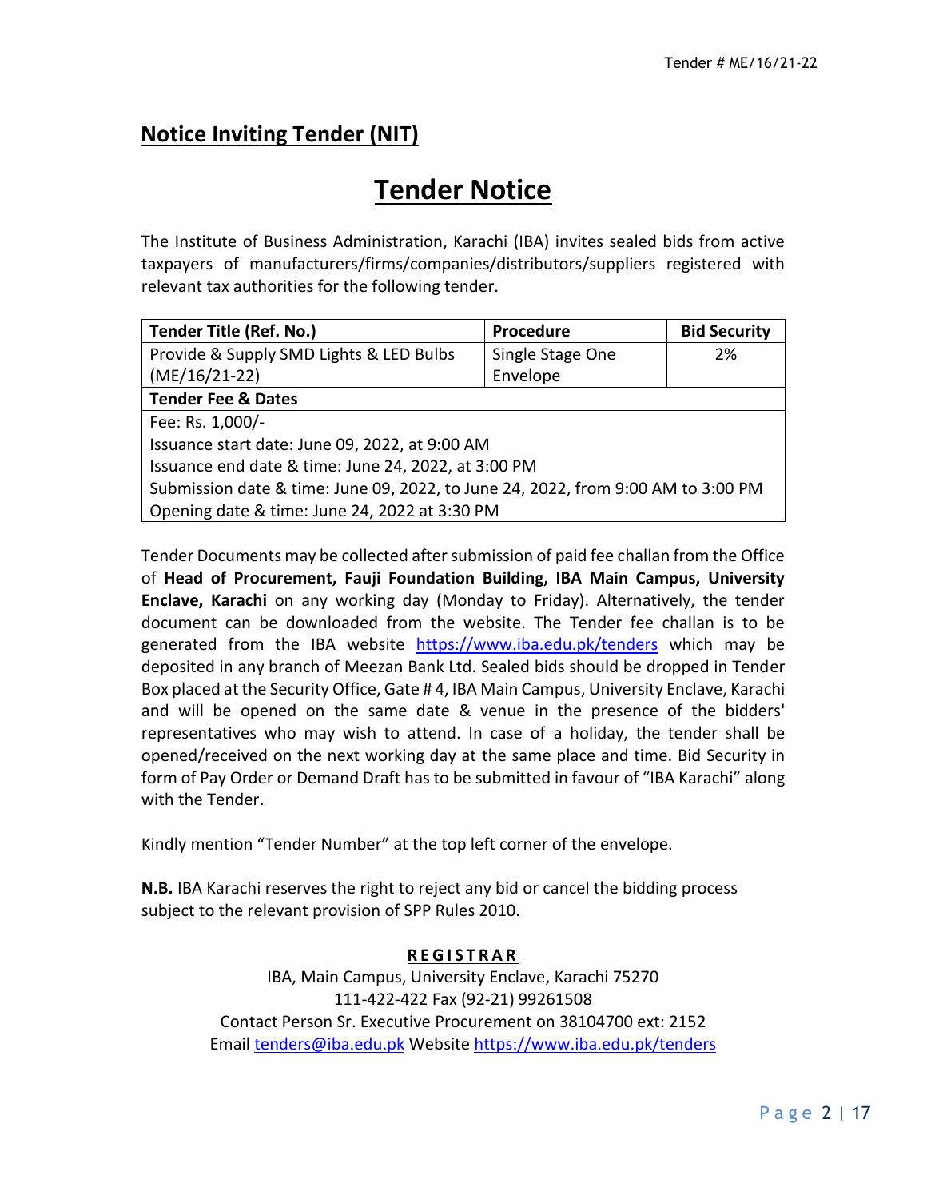## Notice Inviting Tender (NIT)

# Tender Notice

The Institute of Business Administration, Karachi (IBA) invites sealed bids from active taxpayers of manufacturers/firms/companies/distributors/suppliers registered with relevant tax authorities for the following tender.

| Tender Title (Ref. No.) | Procedure | Bid Security |
|---|---|---|
| Provide & Supply SMD Lights & LED Bulbs (ME/16/21-22) | Single Stage One Envelope | 2% |
| **Tender Fee & Dates** | | |
| Fee: Rs. 1,000/-<br>Issuance start date: June 09, 2022, at 9:00 AM<br>Issuance end date & time: June 24, 2022, at 3:00 PM<br>Submission date & time: June 09, 2022, to June 24, 2022, from 9:00 AM to 3:00 PM<br>Opening date & time: June 24, 2022 at 3:30 PM | | |

Tender Documents may be collected after submission of paid fee challan from the Office of **Head of Procurement, Fauji Foundation Building, IBA Main Campus, University Enclave, Karachi** on any working day (Monday to Friday). Alternatively, the tender document can be downloaded from the website. The Tender fee challan is to be generated from the IBA website https://www.iba.edu.pk/tenders which may be deposited in any branch of Meezan Bank Ltd. Sealed bids should be dropped in Tender Box placed at the Security Office, Gate # 4, IBA Main Campus, University Enclave, Karachi and will be opened on the same date & venue in the presence of the bidders' representatives who may wish to attend. In case of a holiday, the tender shall be opened/received on the next working day at the same place and time. Bid Security in form of Pay Order or Demand Draft has to be submitted in favour of "IBA Karachi" along with the Tender.

Kindly mention "Tender Number" at the top left corner of the envelope.

**N.B.** IBA Karachi reserves the right to reject any bid or cancel the bidding process subject to the relevant provision of SPP Rules 2010.

**REGISTRAR**

IBA, Main Campus, University Enclave, Karachi 75270
111-422-422 Fax (92-21) 99261508
Contact Person Sr. Executive Procurement on 38104700 ext: 2152
Email tenders@iba.edu.pk Website https://www.iba.edu.pk/tenders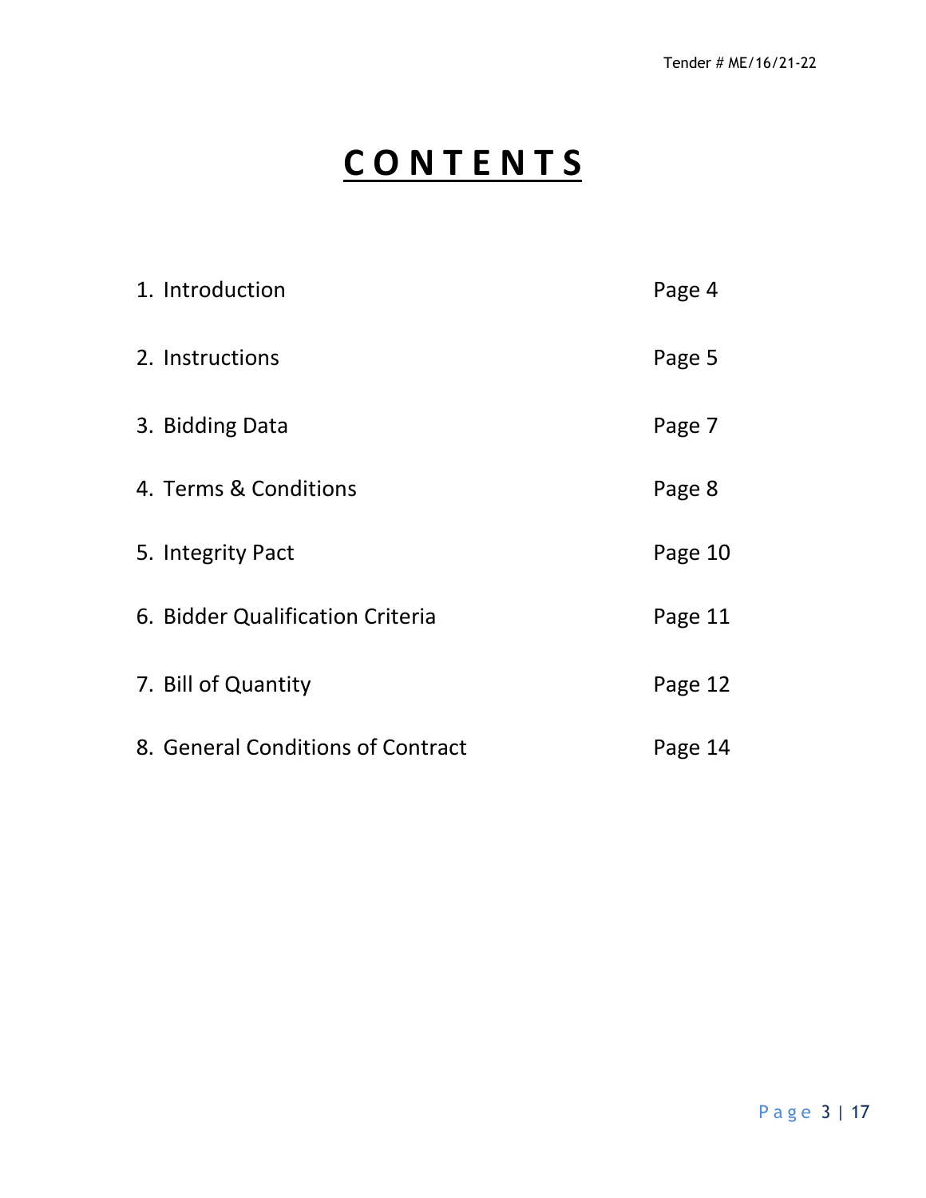# CONTENTS

| | |
|---|---|
| 1. Introduction | Page 4 |
| 2. Instructions | Page 5 |
| 3. Bidding Data | Page 7 |
| 4. Terms & Conditions | Page 8 |
| 5. Integrity Pact | Page 10 |
| 6. Bidder Qualification Criteria | Page 11 |
| 7. Bill of Quantity | Page 12 |
| 8. General Conditions of Contract | Page 14 |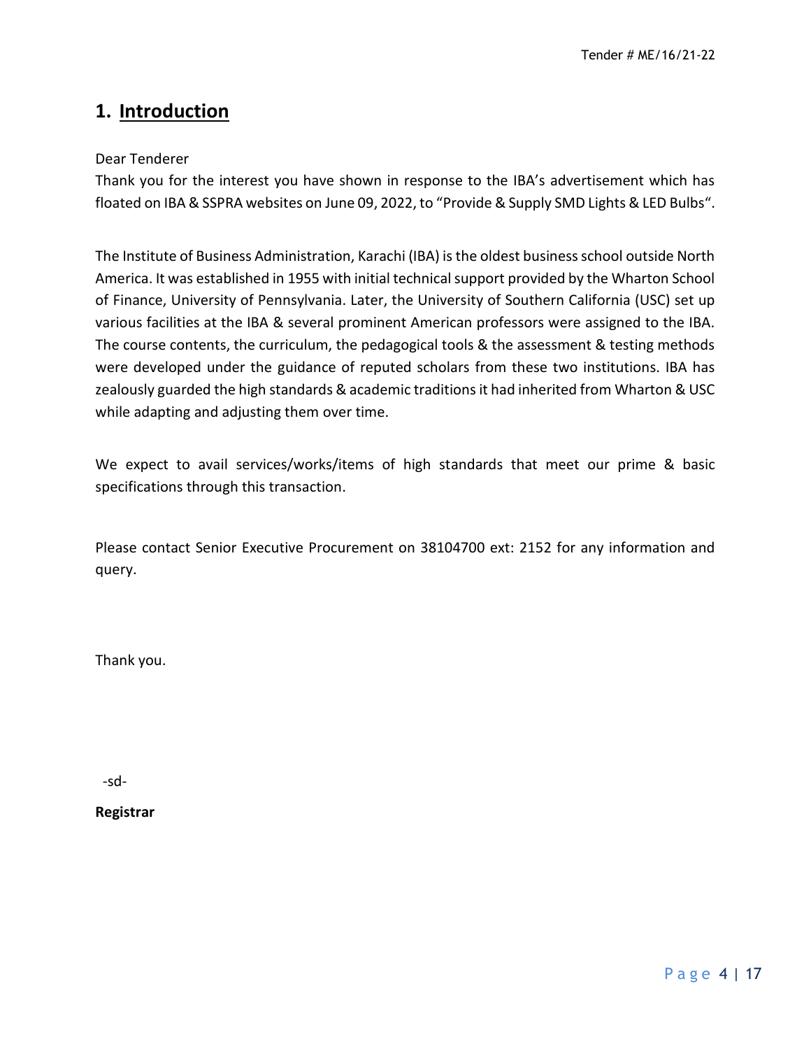# 1. Introduction

Dear Tenderer

Thank you for the interest you have shown in response to the IBA's advertisement which has floated on IBA & SSPRA websites on June 09, 2022, to "Provide & Supply SMD Lights & LED Bulbs".

The Institute of Business Administration, Karachi (IBA) is the oldest business school outside North America. It was established in 1955 with initial technical support provided by the Wharton School of Finance, University of Pennsylvania. Later, the University of Southern California (USC) set up various facilities at the IBA & several prominent American professors were assigned to the IBA. The course contents, the curriculum, the pedagogical tools & the assessment & testing methods were developed under the guidance of reputed scholars from these two institutions. IBA has zealously guarded the high standards & academic traditions it had inherited from Wharton & USC while adapting and adjusting them over time.

We expect to avail services/works/items of high standards that meet our prime & basic specifications through this transaction.

Please contact Senior Executive Procurement on 38104700 ext: 2152 for any information and query.

Thank you.

-sd-

**Registrar**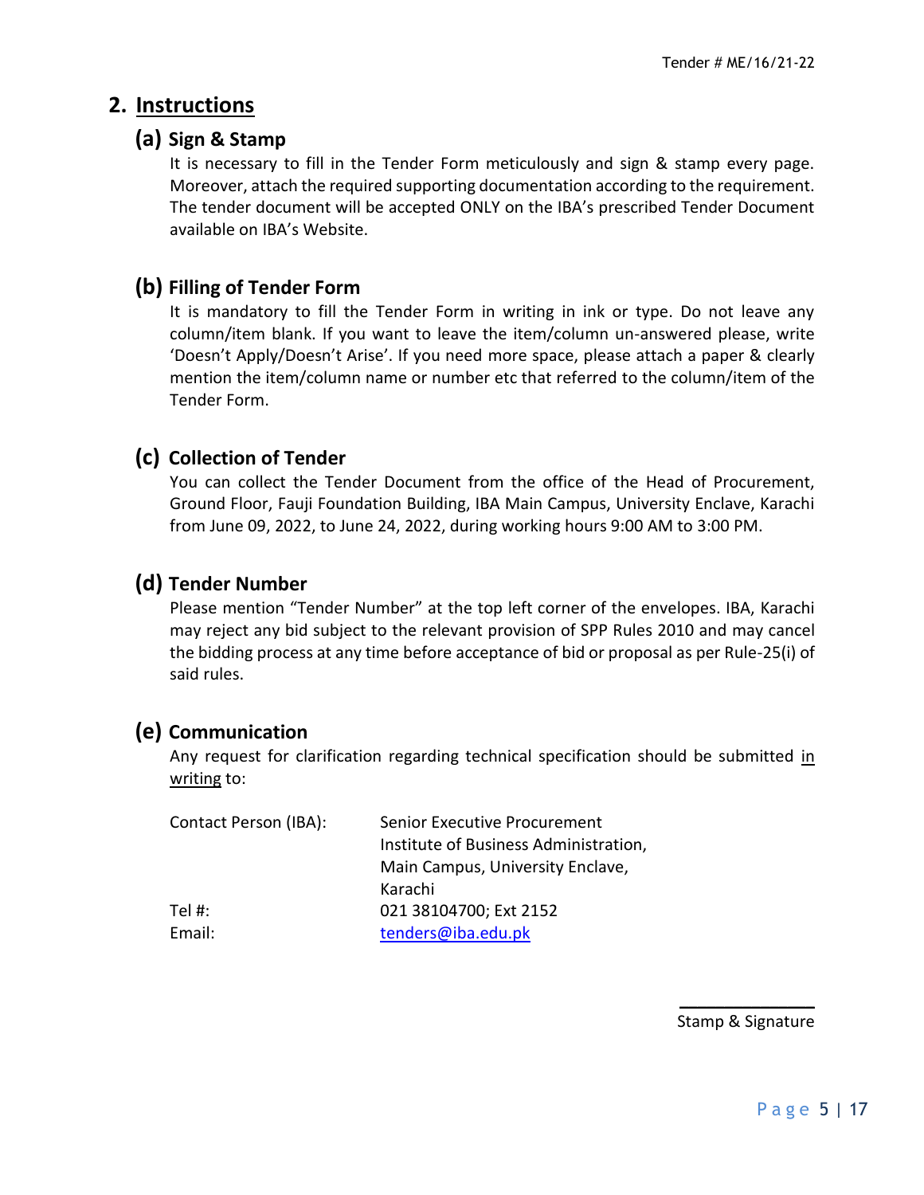## 2. Instructions

### (a) Sign & Stamp

It is necessary to fill in the Tender Form meticulously and sign & stamp every page. Moreover, attach the required supporting documentation according to the requirement. The tender document will be accepted ONLY on the IBA's prescribed Tender Document available on IBA's Website.

### (b) Filling of Tender Form

It is mandatory to fill the Tender Form in writing in ink or type. Do not leave any column/item blank. If you want to leave the item/column un-answered please, write 'Doesn't Apply/Doesn't Arise'. If you need more space, please attach a paper & clearly mention the item/column name or number etc that referred to the column/item of the Tender Form.

### (c) Collection of Tender

You can collect the Tender Document from the office of the Head of Procurement, Ground Floor, Fauji Foundation Building, IBA Main Campus, University Enclave, Karachi from June 09, 2022, to June 24, 2022, during working hours 9:00 AM to 3:00 PM.

### (d) Tender Number

Please mention "Tender Number" at the top left corner of the envelopes. IBA, Karachi may reject any bid subject to the relevant provision of SPP Rules 2010 and may cancel the bidding process at any time before acceptance of bid or proposal as per Rule-25(i) of said rules.

### (e) Communication

Any request for clarification regarding technical specification should be submitted <u>in writing</u> to:

| | |
|---|---|
| Contact Person (IBA): | Senior Executive Procurement<br>Institute of Business Administration,<br>Main Campus, University Enclave,<br>Karachi |
| Tel #: | 021 38104700; Ext 2152 |
| Email: | tenders@iba.edu.pk |

Stamp & Signature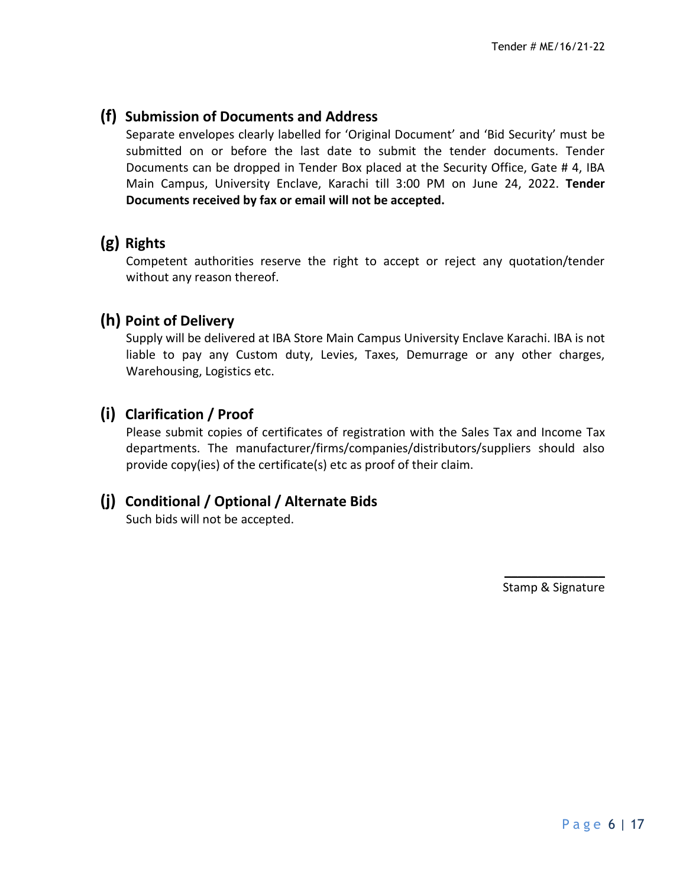### (f) Submission of Documents and Address

Separate envelopes clearly labelled for 'Original Document' and 'Bid Security' must be submitted on or before the last date to submit the tender documents. Tender Documents can be dropped in Tender Box placed at the Security Office, Gate # 4, IBA Main Campus, University Enclave, Karachi till 3:00 PM on June 24, 2022. **Tender Documents received by fax or email will not be accepted.**

### (g) Rights

Competent authorities reserve the right to accept or reject any quotation/tender without any reason thereof.

### (h) Point of Delivery

Supply will be delivered at IBA Store Main Campus University Enclave Karachi. IBA is not liable to pay any Custom duty, Levies, Taxes, Demurrage or any other charges, Warehousing, Logistics etc.

### (i) Clarification / Proof

Please submit copies of certificates of registration with the Sales Tax and Income Tax departments. The manufacturer/firms/companies/distributors/suppliers should also provide copy(ies) of the certificate(s) etc as proof of their claim.

### (j) Conditional / Optional / Alternate Bids

Such bids will not be accepted.

Stamp & Signature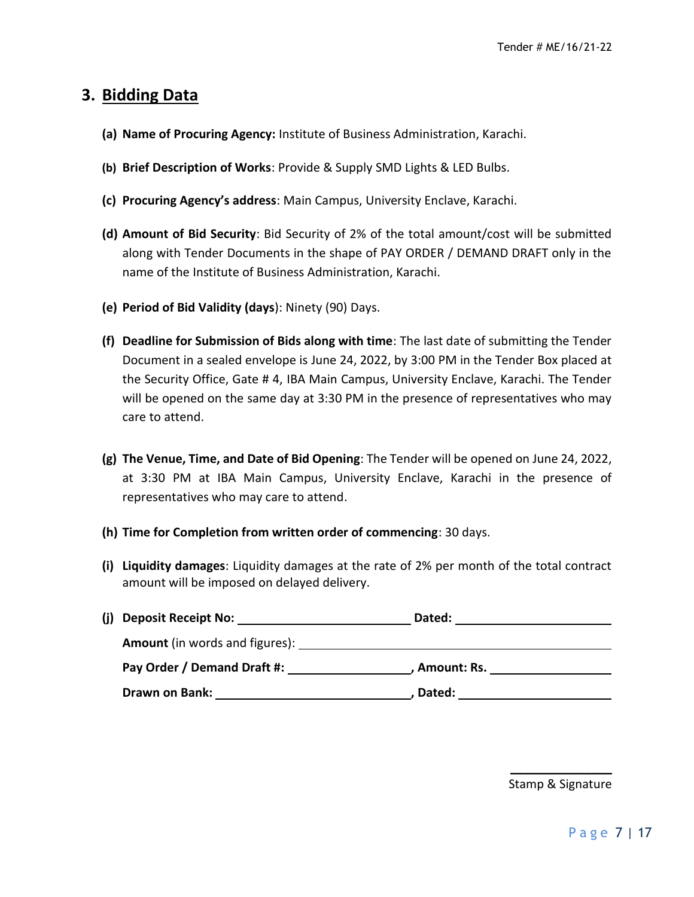## 3. Bidding Data

**(a) Name of Procuring Agency:** Institute of Business Administration, Karachi.

**(b) Brief Description of Works**: Provide & Supply SMD Lights & LED Bulbs.

**(c) Procuring Agency's address**: Main Campus, University Enclave, Karachi.

**(d) Amount of Bid Security**: Bid Security of 2% of the total amount/cost will be submitted along with Tender Documents in the shape of PAY ORDER / DEMAND DRAFT only in the name of the Institute of Business Administration, Karachi.

**(e) Period of Bid Validity (days)**: Ninety (90) Days.

**(f) Deadline for Submission of Bids along with time**: The last date of submitting the Tender Document in a sealed envelope is June 24, 2022, by 3:00 PM in the Tender Box placed at the Security Office, Gate # 4, IBA Main Campus, University Enclave, Karachi. The Tender will be opened on the same day at 3:30 PM in the presence of representatives who may care to attend.

**(g) The Venue, Time, and Date of Bid Opening**: The Tender will be opened on June 24, 2022, at 3:30 PM at IBA Main Campus, University Enclave, Karachi in the presence of representatives who may care to attend.

**(h) Time for Completion from written order of commencing**: 30 days.

**(i) Liquidity damages**: Liquidity damages at the rate of 2% per month of the total contract amount will be imposed on delayed delivery.

**(j) Deposit Receipt No:** \_\_\_\_\_\_\_\_\_\_\_\_\_\_\_\_\_\_\_\_ **Dated:** \_\_\_\_\_\_\_\_\_\_\_\_\_\_\_\_\_\_\_\_

**Amount** (in words and figures): \_\_\_\_\_\_\_\_\_\_\_\_\_\_\_\_\_\_\_\_\_\_\_\_\_\_\_\_\_\_\_\_\_\_\_\_\_\_\_\_

**Pay Order / Demand Draft #:** \_\_\_\_\_\_\_\_\_\_\_\_\_\_\_\_\_\_\_\_**, Amount: Rs.** \_\_\_\_\_\_\_\_\_\_\_\_\_\_\_\_\_\_\_\_

**Drawn on Bank:** \_\_\_\_\_\_\_\_\_\_\_\_\_\_\_\_\_\_\_\_**, Dated:** \_\_\_\_\_\_\_\_\_\_\_\_\_\_\_\_\_\_\_\_

Stamp & Signature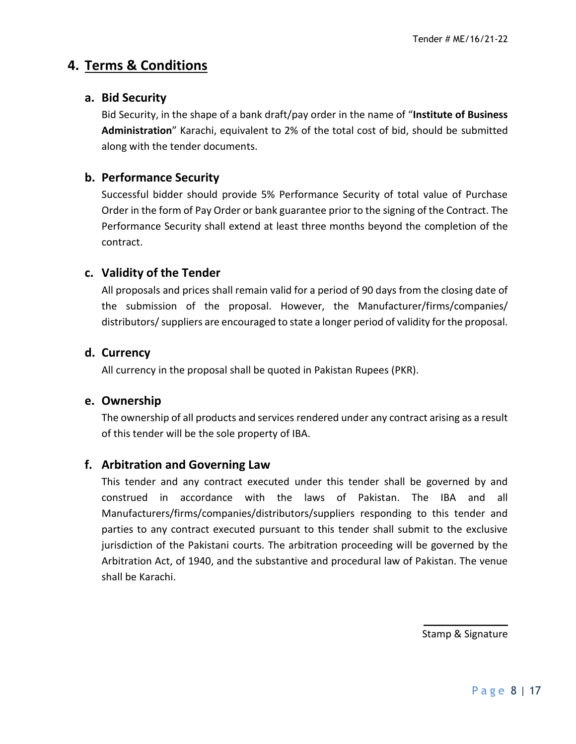## 4. Terms & Conditions

### a. Bid Security

Bid Security, in the shape of a bank draft/pay order in the name of "**Institute of Business Administration**" Karachi, equivalent to 2% of the total cost of bid, should be submitted along with the tender documents.

### b. Performance Security

Successful bidder should provide 5% Performance Security of total value of Purchase Order in the form of Pay Order or bank guarantee prior to the signing of the Contract. The Performance Security shall extend at least three months beyond the completion of the contract.

### c. Validity of the Tender

All proposals and prices shall remain valid for a period of 90 days from the closing date of the submission of the proposal. However, the Manufacturer/firms/companies/ distributors/ suppliers are encouraged to state a longer period of validity for the proposal.

### d. Currency

All currency in the proposal shall be quoted in Pakistan Rupees (PKR).

### e. Ownership

The ownership of all products and services rendered under any contract arising as a result of this tender will be the sole property of IBA.

### f. Arbitration and Governing Law

This tender and any contract executed under this tender shall be governed by and construed in accordance with the laws of Pakistan. The IBA and all Manufacturers/firms/companies/distributors/suppliers responding to this tender and parties to any contract executed pursuant to this tender shall submit to the exclusive jurisdiction of the Pakistani courts. The arbitration proceeding will be governed by the Arbitration Act, of 1940, and the substantive and procedural law of Pakistan. The venue shall be Karachi.

Stamp & Signature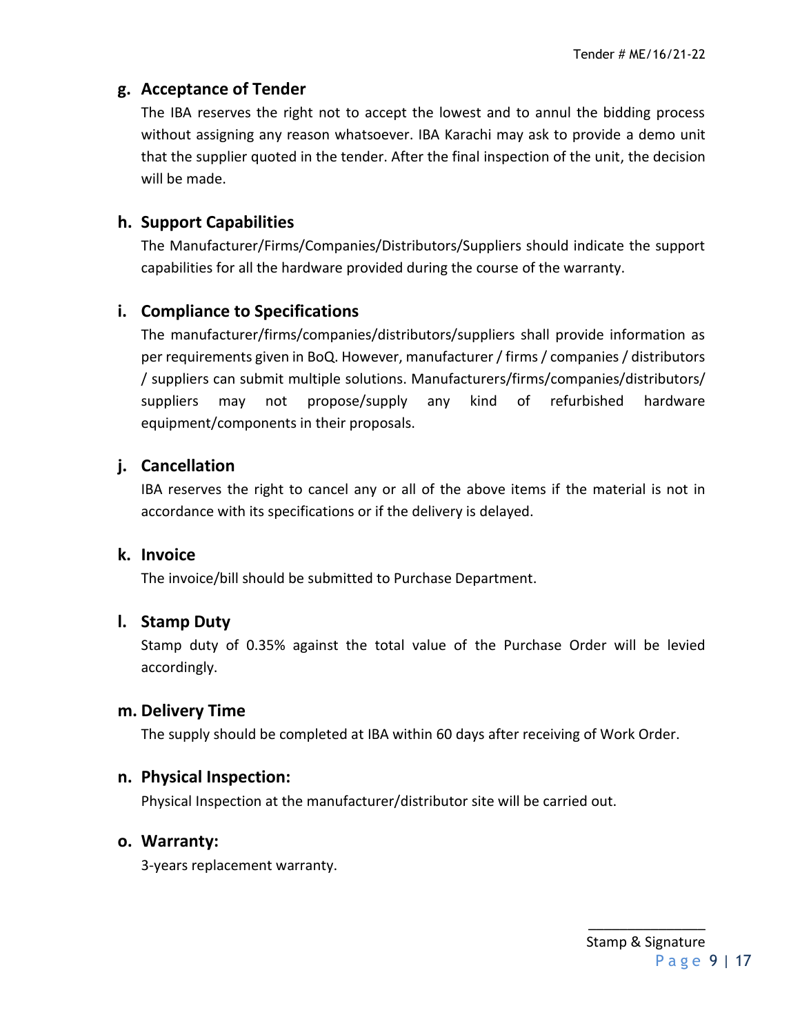## g. Acceptance of Tender

The IBA reserves the right not to accept the lowest and to annul the bidding process without assigning any reason whatsoever. IBA Karachi may ask to provide a demo unit that the supplier quoted in the tender. After the final inspection of the unit, the decision will be made.

## h. Support Capabilities

The Manufacturer/Firms/Companies/Distributors/Suppliers should indicate the support capabilities for all the hardware provided during the course of the warranty.

## i. Compliance to Specifications

The manufacturer/firms/companies/distributors/suppliers shall provide information as per requirements given in BoQ. However, manufacturer / firms / companies / distributors / suppliers can submit multiple solutions. Manufacturers/firms/companies/distributors/ suppliers may not propose/supply any kind of refurbished hardware equipment/components in their proposals.

## j. Cancellation

IBA reserves the right to cancel any or all of the above items if the material is not in accordance with its specifications or if the delivery is delayed.

## k. Invoice

The invoice/bill should be submitted to Purchase Department.

## l. Stamp Duty

Stamp duty of 0.35% against the total value of the Purchase Order will be levied accordingly.

## m. Delivery Time

The supply should be completed at IBA within 60 days after receiving of Work Order.

## n. Physical Inspection:

Physical Inspection at the manufacturer/distributor site will be carried out.

## o. Warranty:

3-years replacement warranty.

Stamp & Signature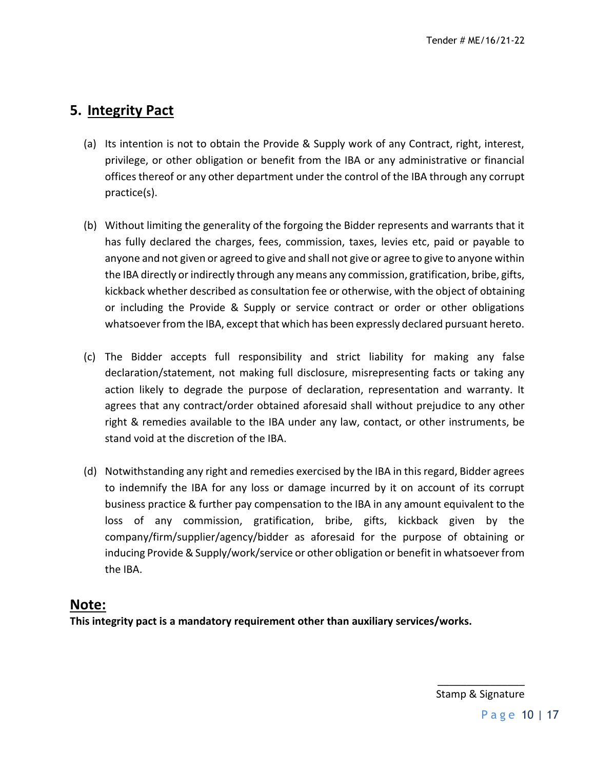## 5. Integrity Pact

(a) Its intention is not to obtain the Provide & Supply work of any Contract, right, interest, privilege, or other obligation or benefit from the IBA or any administrative or financial offices thereof or any other department under the control of the IBA through any corrupt practice(s).

(b) Without limiting the generality of the forgoing the Bidder represents and warrants that it has fully declared the charges, fees, commission, taxes, levies etc, paid or payable to anyone and not given or agreed to give and shall not give or agree to give to anyone within the IBA directly or indirectly through any means any commission, gratification, bribe, gifts, kickback whether described as consultation fee or otherwise, with the object of obtaining or including the Provide & Supply or service contract or order or other obligations whatsoever from the IBA, except that which has been expressly declared pursuant hereto.

(c) The Bidder accepts full responsibility and strict liability for making any false declaration/statement, not making full disclosure, misrepresenting facts or taking any action likely to degrade the purpose of declaration, representation and warranty. It agrees that any contract/order obtained aforesaid shall without prejudice to any other right & remedies available to the IBA under any law, contact, or other instruments, be stand void at the discretion of the IBA.

(d) Notwithstanding any right and remedies exercised by the IBA in this regard, Bidder agrees to indemnify the IBA for any loss or damage incurred by it on account of its corrupt business practice & further pay compensation to the IBA in any amount equivalent to the loss of any commission, gratification, bribe, gifts, kickback given by the company/firm/supplier/agency/bidder as aforesaid for the purpose of obtaining or inducing Provide & Supply/work/service or other obligation or benefit in whatsoever from the IBA.

## Note:

**This integrity pact is a mandatory requirement other than auxiliary services/works.**

_______________

Stamp & Signature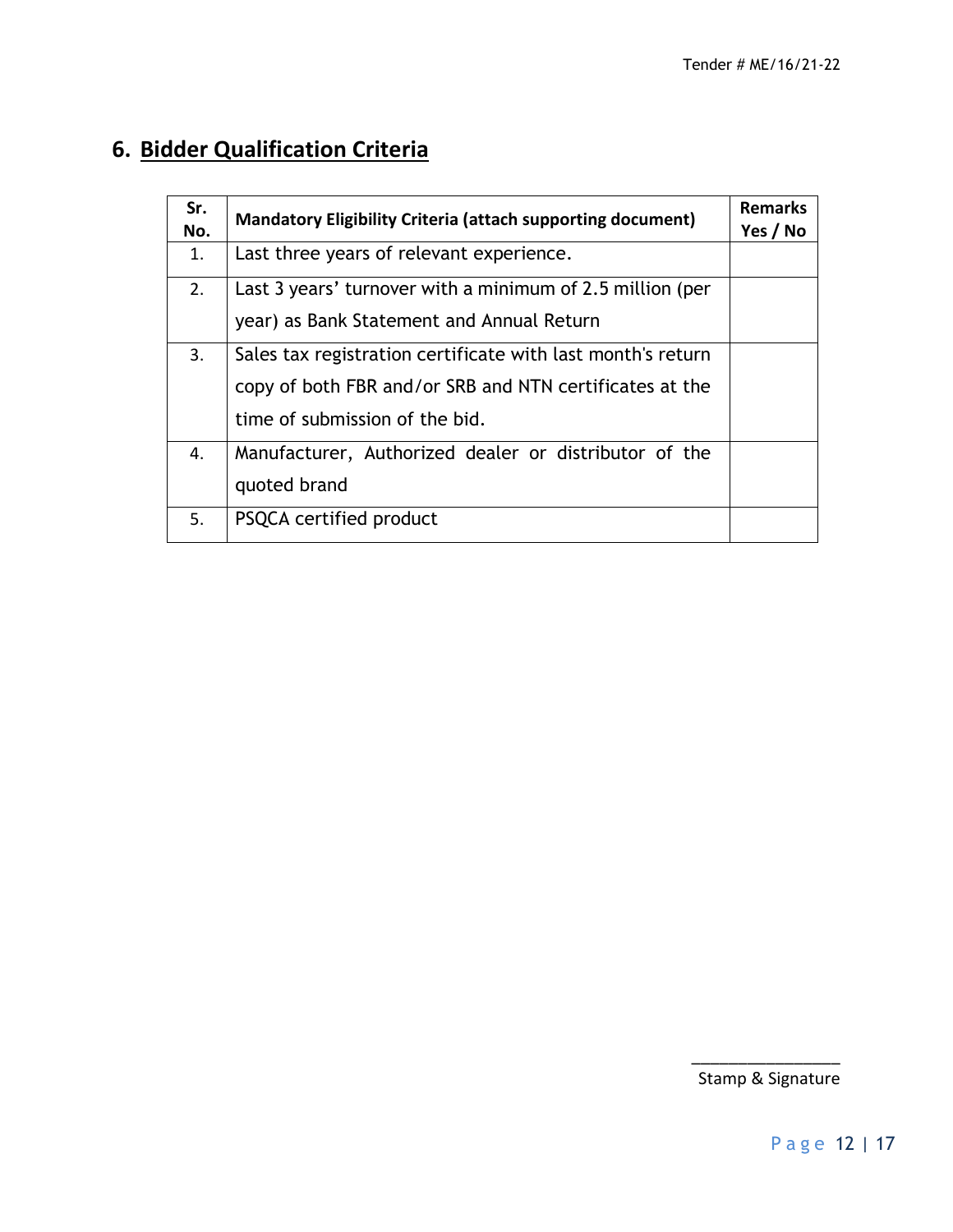## 6. Bidder Qualification Criteria

| Sr. No. | Mandatory Eligibility Criteria (attach supporting document) | Remarks Yes / No |
|---|---|---|
| 1. | Last three years of relevant experience. | |
| 2. | Last 3 years' turnover with a minimum of 2.5 million (per year) as Bank Statement and Annual Return | |
| 3. | Sales tax registration certificate with last month's return copy of both FBR and/or SRB and NTN certificates at the time of submission of the bid. | |
| 4. | Manufacturer, Authorized dealer or distributor of the quoted brand | |
| 5. | PSQCA certified product | |

_________________
Stamp & Signature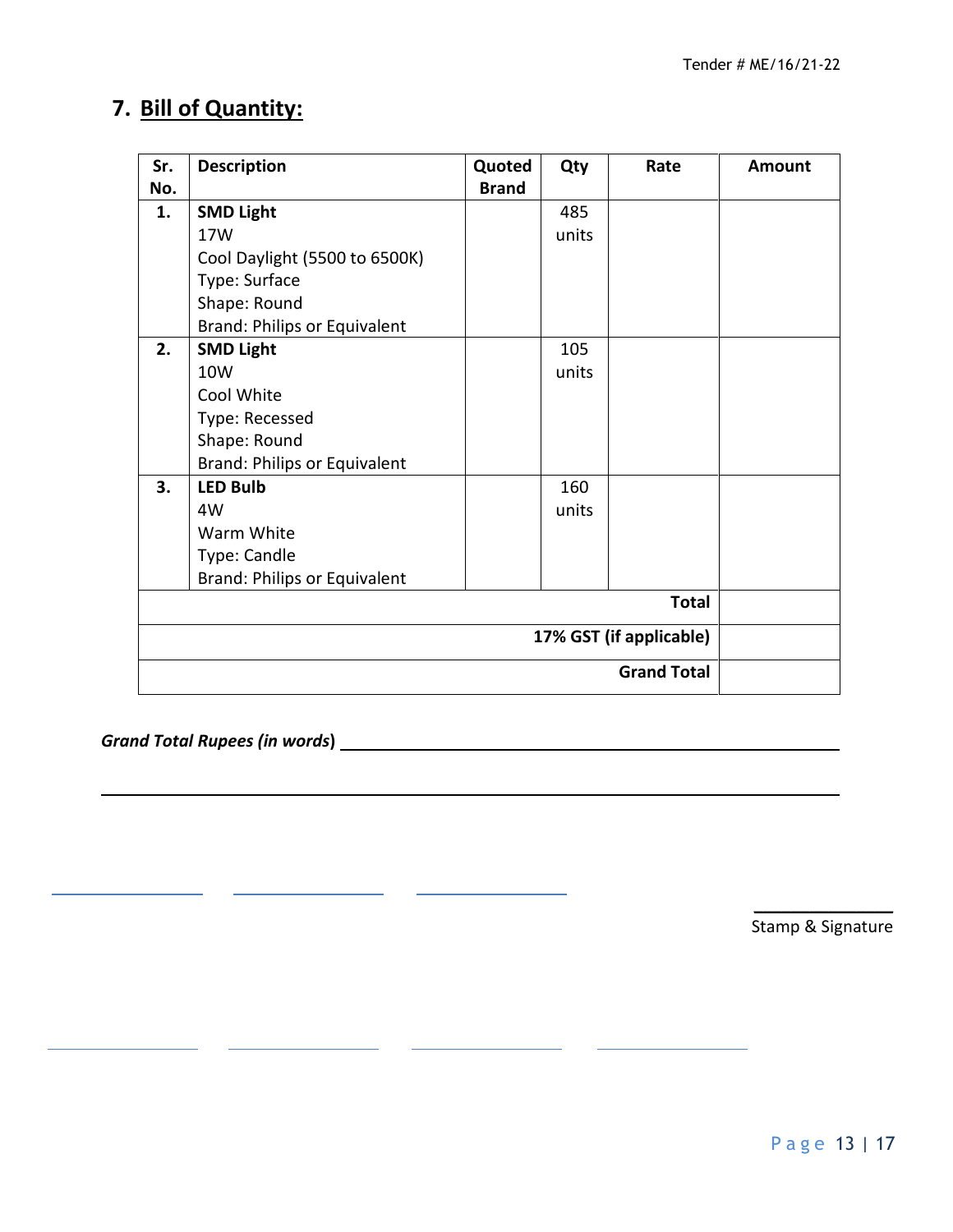## 7. Bill of Quantity:

| Sr. No. | Description | Quoted Brand | Qty | Rate | Amount |
|---|---|---|---|---|---|
| **1.** | **SMD Light**<br>17W<br>Cool Daylight (5500 to 6500K)<br>Type: Surface<br>Shape: Round<br>Brand: Philips or Equivalent | | 485 units | | |
| **2.** | **SMD Light**<br>10W<br>Cool White<br>Type: Recessed<br>Shape: Round<br>Brand: Philips or Equivalent | | 105 units | | |
| **3.** | **LED Bulb**<br>4W<br>Warm White<br>Type: Candle<br>Brand: Philips or Equivalent | | 160 units | | |
| | | | | **Total** | |
| | | | | **17% GST (if applicable)** | |
| | | | | **Grand Total** | |

***Grand Total Rupees (in words)*** ______________________________________________

______________________________________________________________________

Stamp & Signature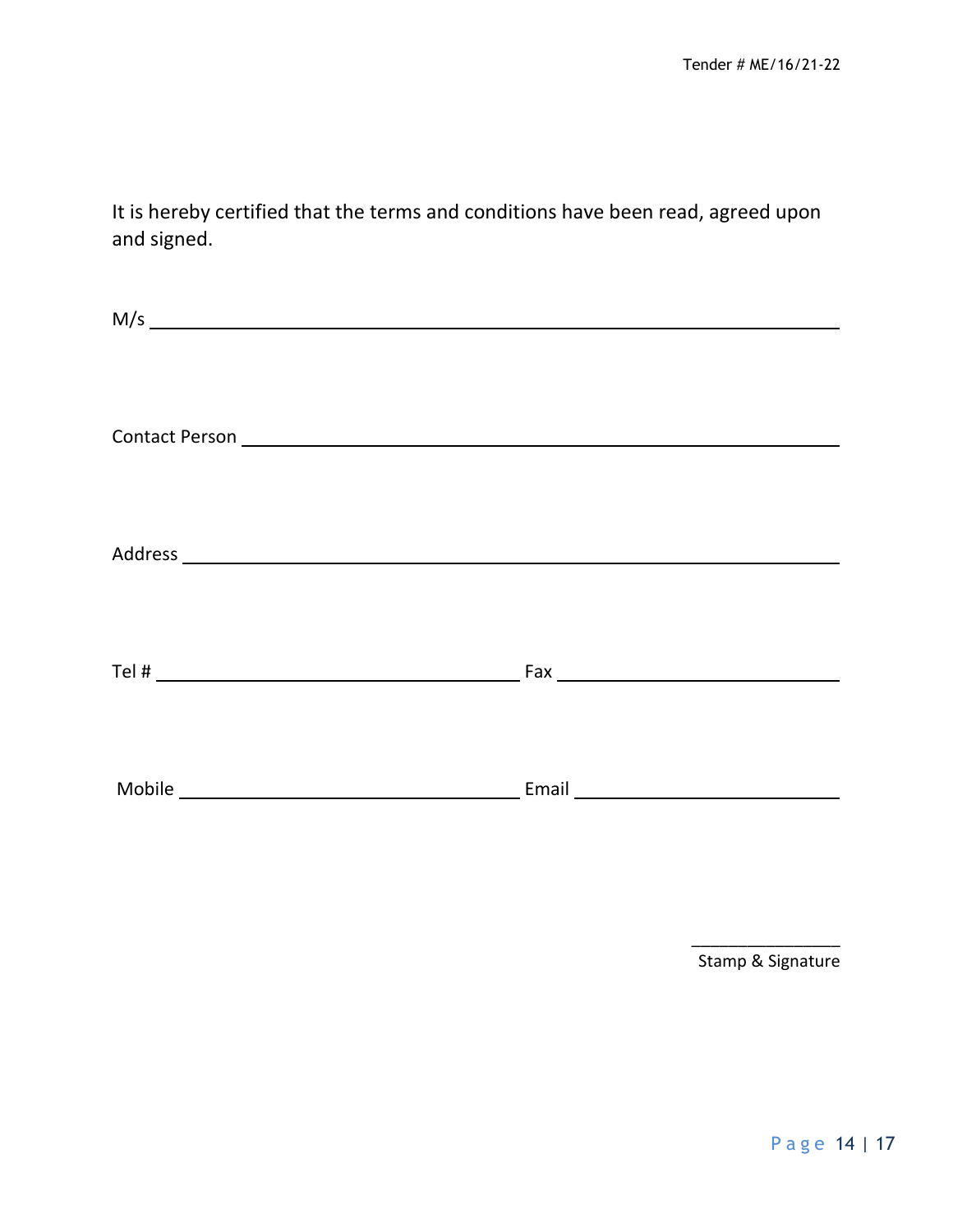It is hereby certified that the terms and conditions have been read, agreed upon and signed.

M/s ______________________________________________________________

Contact Person ______________________________________________________

Address ____________________________________________________________

Tel # ________________________________ Fax ___________________________

Mobile _______________________________ Email _________________________

_______________
Stamp & Signature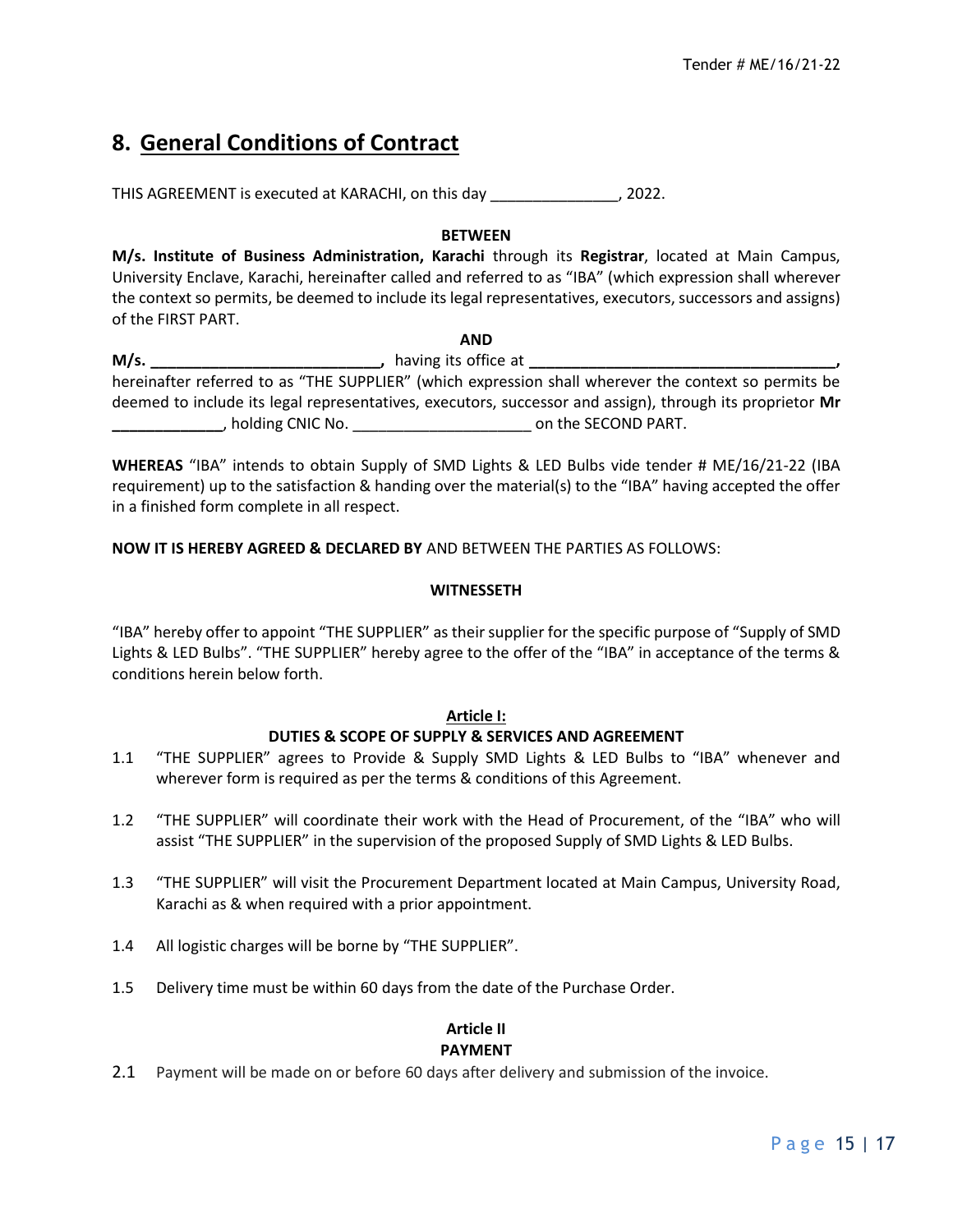# 8. <u>General Conditions of Contract</u>

THIS AGREEMENT is executed at KARACHI, on this day _______________, 2022.

**BETWEEN**

**M/s. Institute of Business Administration, Karachi** through its **Registrar**, located at Main Campus, University Enclave, Karachi, hereinafter called and referred to as "IBA" (which expression shall wherever the context so permits, be deemed to include its legal representatives, executors, successors and assigns) of the FIRST PART.

**AND**

**M/s. ___________________________,** having its office at **____________________________________,** hereinafter referred to as "THE SUPPLIER" (which expression shall wherever the context so permits be deemed to include its legal representatives, executors, successor and assign), through its proprietor **Mr _____________**, holding CNIC No. _____________________ on the SECOND PART.

**WHEREAS** "IBA" intends to obtain Supply of SMD Lights & LED Bulbs vide tender # ME/16/21-22 (IBA requirement) up to the satisfaction & handing over the material(s) to the "IBA" having accepted the offer in a finished form complete in all respect.

**NOW IT IS HEREBY AGREED & DECLARED BY** AND BETWEEN THE PARTIES AS FOLLOWS:

**WITNESSETH**

"IBA" hereby offer to appoint "THE SUPPLIER" as their supplier for the specific purpose of "Supply of SMD Lights & LED Bulbs". "THE SUPPLIER" hereby agree to the offer of the "IBA" in acceptance of the terms & conditions herein below forth.

**<u>Article I:</u>**

**DUTIES & SCOPE OF SUPPLY & SERVICES AND AGREEMENT**

1.1 "THE SUPPLIER" agrees to Provide & Supply SMD Lights & LED Bulbs to "IBA" whenever and wherever form is required as per the terms & conditions of this Agreement.

1.2 "THE SUPPLIER" will coordinate their work with the Head of Procurement, of the "IBA" who will assist "THE SUPPLIER" in the supervision of the proposed Supply of SMD Lights & LED Bulbs.

1.3 "THE SUPPLIER" will visit the Procurement Department located at Main Campus, University Road, Karachi as & when required with a prior appointment.

1.4 All logistic charges will be borne by "THE SUPPLIER".

1.5 Delivery time must be within 60 days from the date of the Purchase Order.

**Article II**

**PAYMENT**

2.1 Payment will be made on or before 60 days after delivery and submission of the invoice.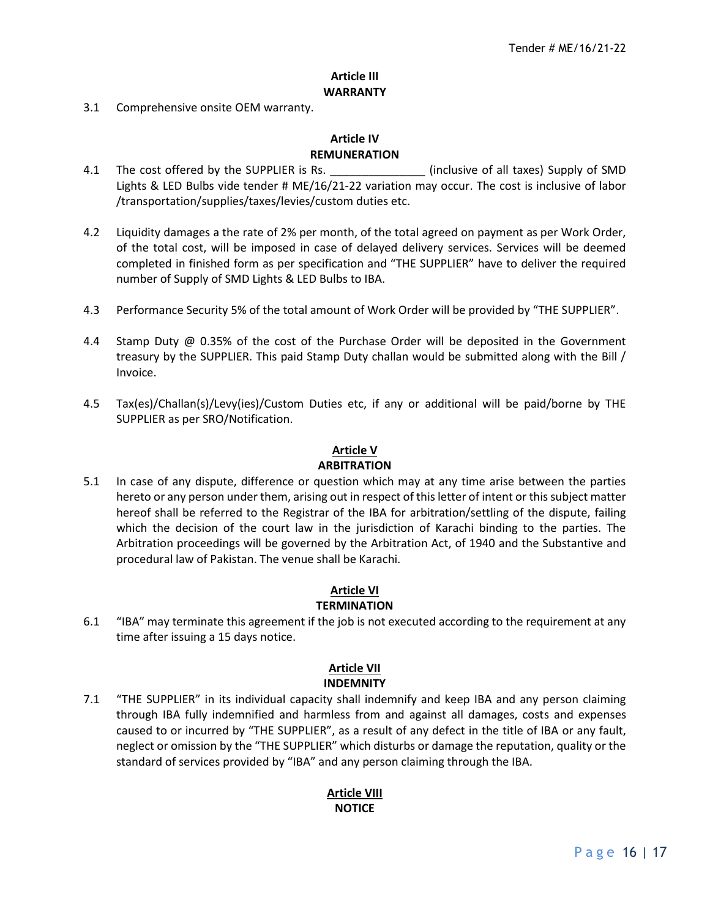## Article III
### WARRANTY

3.1 Comprehensive onsite OEM warranty.

## Article IV
### REMUNERATION

4.1 The cost offered by the SUPPLIER is Rs. _______________ (inclusive of all taxes) Supply of SMD Lights & LED Bulbs vide tender # ME/16/21-22 variation may occur. The cost is inclusive of labor /transportation/supplies/taxes/levies/custom duties etc.

4.2 Liquidity damages a the rate of 2% per month, of the total agreed on payment as per Work Order, of the total cost, will be imposed in case of delayed delivery services. Services will be deemed completed in finished form as per specification and "THE SUPPLIER" have to deliver the required number of Supply of SMD Lights & LED Bulbs to IBA.

4.3 Performance Security 5% of the total amount of Work Order will be provided by "THE SUPPLIER".

4.4 Stamp Duty @ 0.35% of the cost of the Purchase Order will be deposited in the Government treasury by the SUPPLIER. This paid Stamp Duty challan would be submitted along with the Bill / Invoice.

4.5 Tax(es)/Challan(s)/Levy(ies)/Custom Duties etc, if any or additional will be paid/borne by THE SUPPLIER as per SRO/Notification.

## Article V
### ARBITRATION

5.1 In case of any dispute, difference or question which may at any time arise between the parties hereto or any person under them, arising out in respect of this letter of intent or this subject matter hereof shall be referred to the Registrar of the IBA for arbitration/settling of the dispute, failing which the decision of the court law in the jurisdiction of Karachi binding to the parties. The Arbitration proceedings will be governed by the Arbitration Act, of 1940 and the Substantive and procedural law of Pakistan. The venue shall be Karachi.

## Article VI
### TERMINATION

6.1 "IBA" may terminate this agreement if the job is not executed according to the requirement at any time after issuing a 15 days notice.

## Article VII
### INDEMNITY

7.1 "THE SUPPLIER" in its individual capacity shall indemnify and keep IBA and any person claiming through IBA fully indemnified and harmless from and against all damages, costs and expenses caused to or incurred by "THE SUPPLIER", as a result of any defect in the title of IBA or any fault, neglect or omission by the "THE SUPPLIER" which disturbs or damage the reputation, quality or the standard of services provided by "IBA" and any person claiming through the IBA.

## Article VIII
### NOTICE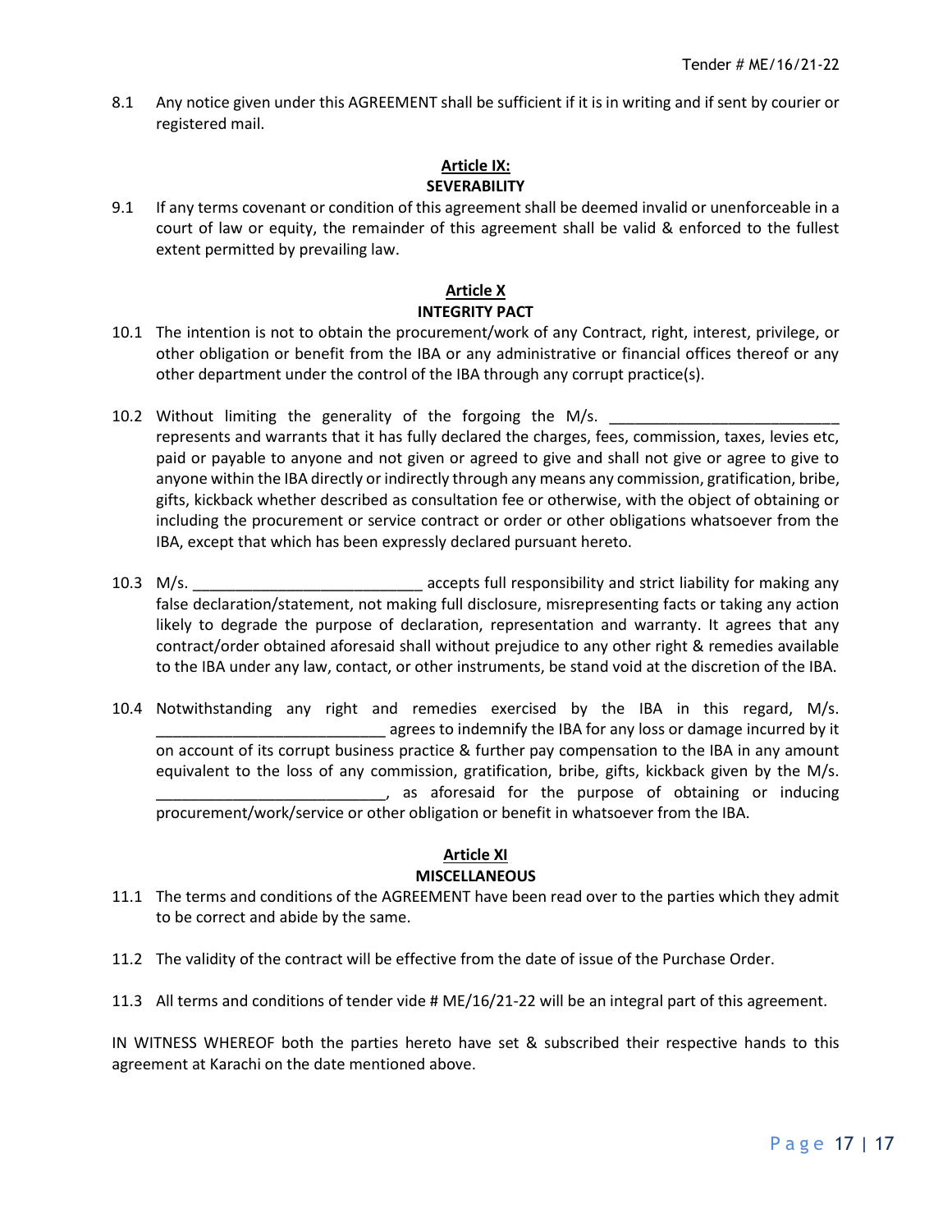8.1 Any notice given under this AGREEMENT shall be sufficient if it is in writing and if sent by courier or registered mail.

## Article IX:
## SEVERABILITY

9.1 If any terms covenant or condition of this agreement shall be deemed invalid or unenforceable in a court of law or equity, the remainder of this agreement shall be valid & enforced to the fullest extent permitted by prevailing law.

## Article X
## INTEGRITY PACT

10.1 The intention is not to obtain the procurement/work of any Contract, right, interest, privilege, or other obligation or benefit from the IBA or any administrative or financial offices thereof or any other department under the control of the IBA through any corrupt practice(s).

10.2 Without limiting the generality of the forgoing the M/s. ___________________________ represents and warrants that it has fully declared the charges, fees, commission, taxes, levies etc, paid or payable to anyone and not given or agreed to give and shall not give or agree to give to anyone within the IBA directly or indirectly through any means any commission, gratification, bribe, gifts, kickback whether described as consultation fee or otherwise, with the object of obtaining or including the procurement or service contract or order or other obligations whatsoever from the IBA, except that which has been expressly declared pursuant hereto.

10.3 M/s. ___________________________ accepts full responsibility and strict liability for making any false declaration/statement, not making full disclosure, misrepresenting facts or taking any action likely to degrade the purpose of declaration, representation and warranty. It agrees that any contract/order obtained aforesaid shall without prejudice to any other right & remedies available to the IBA under any law, contact, or other instruments, be stand void at the discretion of the IBA.

10.4 Notwithstanding any right and remedies exercised by the IBA in this regard, M/s. ___________________________ agrees to indemnify the IBA for any loss or damage incurred by it on account of its corrupt business practice & further pay compensation to the IBA in any amount equivalent to the loss of any commission, gratification, bribe, gifts, kickback given by the M/s. ___________________________, as aforesaid for the purpose of obtaining or inducing procurement/work/service or other obligation or benefit in whatsoever from the IBA.

## Article XI
## MISCELLANEOUS

11.1 The terms and conditions of the AGREEMENT have been read over to the parties which they admit to be correct and abide by the same.

11.2 The validity of the contract will be effective from the date of issue of the Purchase Order.

11.3 All terms and conditions of tender vide # ME/16/21-22 will be an integral part of this agreement.

IN WITNESS WHEREOF both the parties hereto have set & subscribed their respective hands to this agreement at Karachi on the date mentioned above.